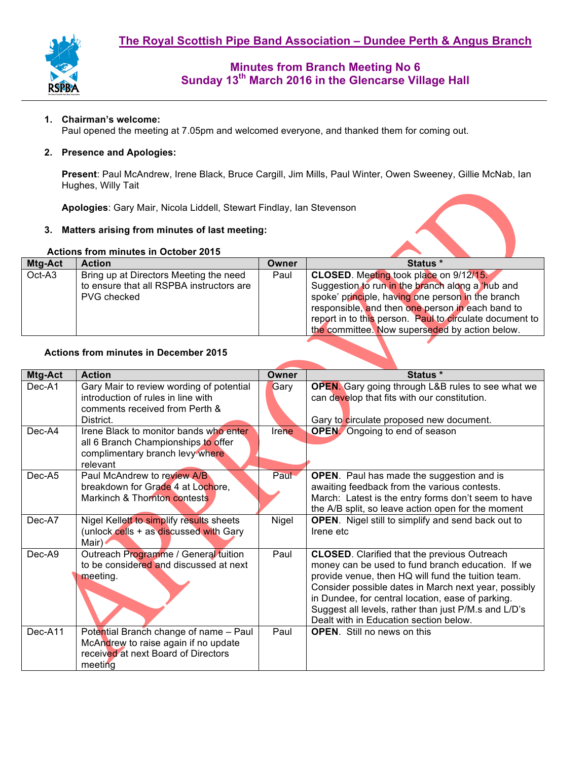# The Royal Scottish Pipe Band Association – Dundee Perth & Angus Branch

## Minutes from Branch Meeting No 6
## Sunday 13th March 2016 in the Glencarse Village Hall

1. **Chairman's welcome:**
   Paul opened the meeting at 7.05pm and welcomed everyone, and thanked them for coming out.

2. **Presence and Apologies:**

   **Present**: Paul McAndrew, Irene Black, Bruce Cargill, Jim Mills, Paul Winter, Owen Sweeney, Gillie McNab, Ian Hughes, Willy Tait

   **Apologies**: Gary Mair, Nicola Liddell, Stewart Findlay, Ian Stevenson

3. **Matters arising from minutes of last meeting:**

**Actions from minutes in October 2015**

| Mtg-Act | Action | Owner | Status * |
|---|---|---|---|
| Oct-A3 | Bring up at Directors Meeting the need to ensure that all RSPBA instructors are PVG checked | Paul | **CLOSED**. Meeting took place on 9/12/15. Suggestion to run in the branch along a 'hub and spoke' principle, having one person in the branch responsible, and then one person in each band to report in to this person. Paul to circulate document to the committee. Now superseded by action below. |

**Actions from minutes in December 2015**

| Mtg-Act | Action | Owner | Status * |
|---|---|---|---|
| Dec-A1 | Gary Mair to review wording of potential introduction of rules in line with comments received from Perth & District. | Gary | **OPEN**. Gary going through L&B rules to see what we can develop that fits with our constitution.<br><br>Gary to circulate proposed new document. |
| Dec-A4 | Irene Black to monitor bands who enter all 6 Branch Championships to offer complimentary branch levy where relevant | Irene | **OPEN**. Ongoing to end of season |
| Dec-A5 | Paul McAndrew to review A/B breakdown for Grade 4 at Lochore, Markinch & Thornton contests | Paul | **OPEN**. Paul has made the suggestion and is awaiting feedback from the various contests.<br>March: Latest is the entry forms don't seem to have the A/B split, so leave action open for the moment |
| Dec-A7 | Nigel Kellett to simplify results sheets (unlock cells + as discussed with Gary Mair) | Nigel | **OPEN**. Nigel still to simplify and send back out to Irene etc |
| Dec-A9 | Outreach Programme / General tuition to be considered and discussed at next meeting. | Paul | **CLOSED**. Clarified that the previous Outreach money can be used to fund branch education. If we provide venue, then HQ will fund the tuition team. Consider possible dates in March next year, possibly in Dundee, for central location, ease of parking. Suggest all levels, rather than just P/M.s and L/D's Dealt with in Education section below. |
| Dec-A11 | Potential Branch change of name – Paul McAndrew to raise again if no update received at next Board of Directors meeting | Paul | **OPEN**. Still no news on this |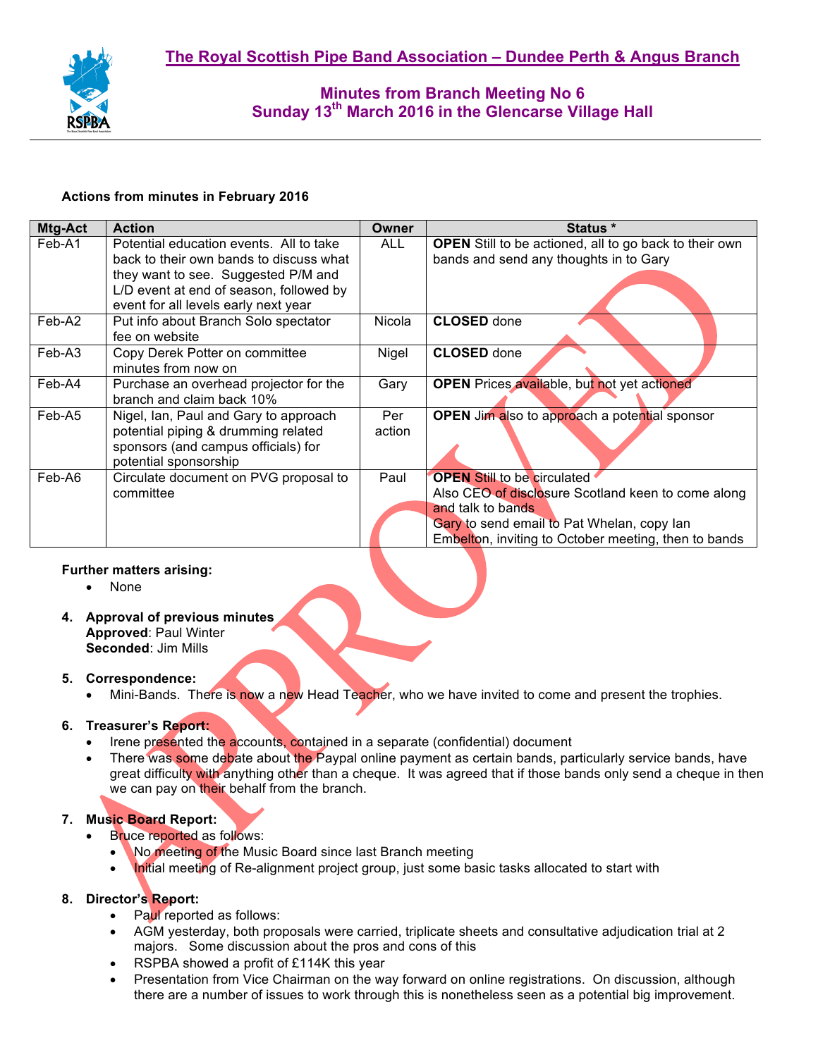# The Royal Scottish Pipe Band Association – Dundee Perth & Angus Branch

## Minutes from Branch Meeting No 6
## Sunday 13th March 2016 in the Glencarse Village Hall

**Actions from minutes in February 2016**

| Mtg-Act | Action | Owner | Status * |
|---|---|---|---|
| Feb-A1 | Potential education events. All to take back to their own bands to discuss what they want to see. Suggested P/M and L/D event at end of season, followed by event for all levels early next year | ALL | **OPEN** Still to be actioned, all to go back to their own bands and send any thoughts in to Gary |
| Feb-A2 | Put info about Branch Solo spectator fee on website | Nicola | **CLOSED** done |
| Feb-A3 | Copy Derek Potter on committee minutes from now on | Nigel | **CLOSED** done |
| Feb-A4 | Purchase an overhead projector for the branch and claim back 10% | Gary | **OPEN** Prices available, but not yet actioned |
| Feb-A5 | Nigel, Ian, Paul and Gary to approach potential piping & drumming related sponsors (and campus officials) for potential sponsorship | Per action | **OPEN** Jim also to approach a potential sponsor |
| Feb-A6 | Circulate document on PVG proposal to committee | Paul | **OPEN** Still to be circulated<br>Also CEO of disclosure Scotland keen to come along and talk to bands<br>Gary to send email to Pat Whelan, copy Ian Embelton, inviting to October meeting, then to bands |

**Further matters arising:**
- None

4. **Approval of previous minutes**
   **Approved**: Paul Winter
   **Seconded**: Jim Mills

5. **Correspondence:**
   - Mini-Bands. There is now a new Head Teacher, who we have invited to come and present the trophies.

6. **Treasurer's Report:**
   - Irene presented the accounts, contained in a separate (confidential) document
   - There was some debate about the Paypal online payment as certain bands, particularly service bands, have great difficulty with anything other than a cheque. It was agreed that if those bands only send a cheque in then we can pay on their behalf from the branch.

7. **Music Board Report:**
   - Bruce reported as follows:
     - No meeting of the Music Board since last Branch meeting
     - Initial meeting of Re-alignment project group, just some basic tasks allocated to start with

8. **Director's Report:**
   - Paul reported as follows:
   - AGM yesterday, both proposals were carried, triplicate sheets and consultative adjudication trial at 2 majors. Some discussion about the pros and cons of this
   - RSPBA showed a profit of £114K this year
   - Presentation from Vice Chairman on the way forward on online registrations. On discussion, although there are a number of issues to work through this is nonetheless seen as a potential big improvement.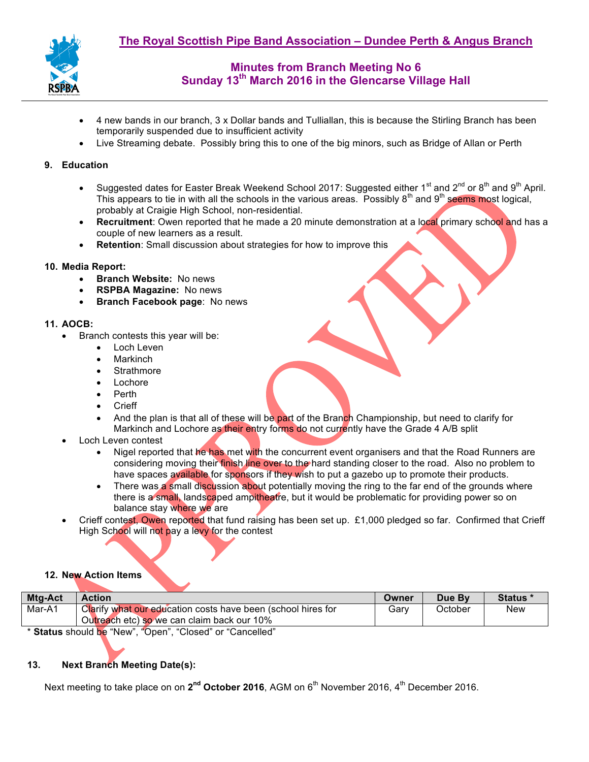- 4 new bands in our branch, 3 x Dollar bands and Tulliallan, this is because the Stirling Branch has been temporarily suspended due to insufficient activity
- Live Streaming debate. Possibly bring this to one of the big minors, such as Bridge of Allan or Perth

**9. Education**

- Suggested dates for Easter Break Weekend School 2017: Suggested either 1st and 2nd or 8th and 9th April. This appears to tie in with all the schools in the various areas. Possibly 8th and 9th seems most logical, probably at Craigie High School, non-residential.
- **Recruitment**: Owen reported that he made a 20 minute demonstration at a local primary school and has a couple of new learners as a result.
- **Retention**: Small discussion about strategies for how to improve this

**10. Media Report:**

- **Branch Website:** No news
- **RSPBA Magazine:** No news
- **Branch Facebook page**: No news

**11. AOCB:**

- Branch contests this year will be:
  - Loch Leven
  - Markinch
  - Strathmore
  - Lochore
  - Perth
  - Crieff
  - And the plan is that all of these will be part of the Branch Championship, but need to clarify for Markinch and Lochore as their entry forms do not currently have the Grade 4 A/B split
- Loch Leven contest
  - Nigel reported that he has met with the concurrent event organisers and that the Road Runners are considering moving their finish line over to the hard standing closer to the road. Also no problem to have spaces available for sponsors if they wish to put a gazebo up to promote their products.
  - There was a small discussion about potentially moving the ring to the far end of the grounds where there is a small, landscaped ampitheatre, but it would be problematic for providing power so on balance stay where we are
- Crieff contest, Owen reported that fund raising has been set up. £1,000 pledged so far. Confirmed that Crieff High School will not pay a levy for the contest

**12. New Action Items**

| Mtg-Act | Action | Owner | Due By | Status * |
|---|---|---|---|---|
| Mar-A1 | Clarify what our education costs have been (school hires for Outreach etc) so we can claim back our 10% | Gary | October | New |

* **Status** should be "New", "Open", "Closed" or "Cancelled"

**13. Next Branch Meeting Date(s):**

Next meeting to take place on on **2nd October 2016**, AGM on 6th November 2016, 4th December 2016.

APPROVED